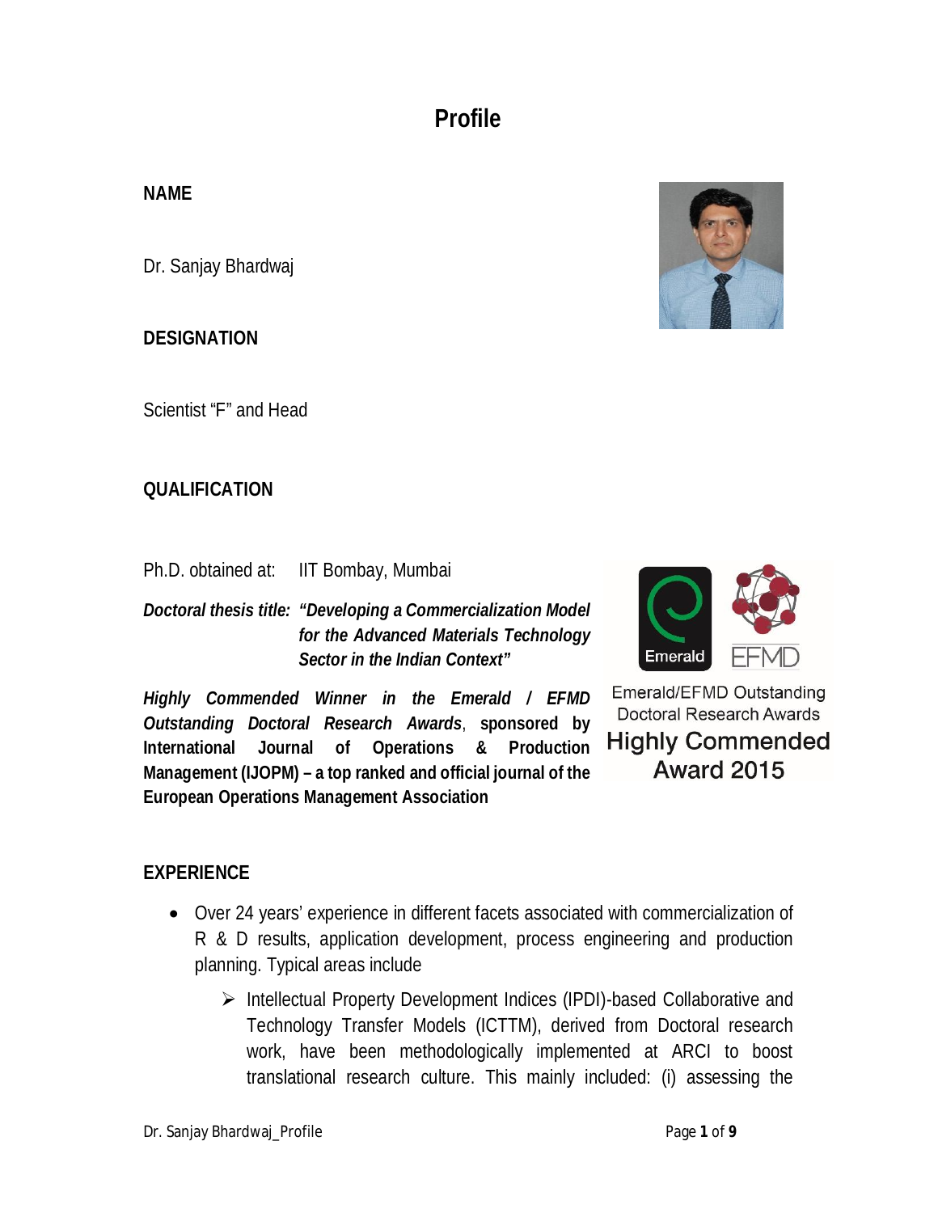# Profile

**NAME**

Dr. Sanjay Bhardwaj

**DESIGNATION**

Scientist "F" and Head

**QUALIFICATION**

Ph.D. obtained at: IIT Bombay, Mumbai

***Doctoral thesis title:*** ***"Developing a Commercialization Model for the Advanced Materials Technology Sector in the Indian Context"***

***Highly Commended Winner in the Emerald / EFMD Outstanding Doctoral Research Awards*****, sponsored by International Journal of Operations & Production Management (IJOPM) – a top ranked and official journal of the European Operations Management Association**

Emerald/EFMD Outstanding Doctoral Research Awards
Highly Commended Award 2015

**EXPERIENCE**

- Over 24 years' experience in different facets associated with commercialization of R & D results, application development, process engineering and production planning. Typical areas include
  - ➢ Intellectual Property Development Indices (IPDI)-based Collaborative and Technology Transfer Models (ICTTM), derived from Doctoral research work, have been methodologically implemented at ARCI to boost translational research culture. This mainly included: (i) assessing the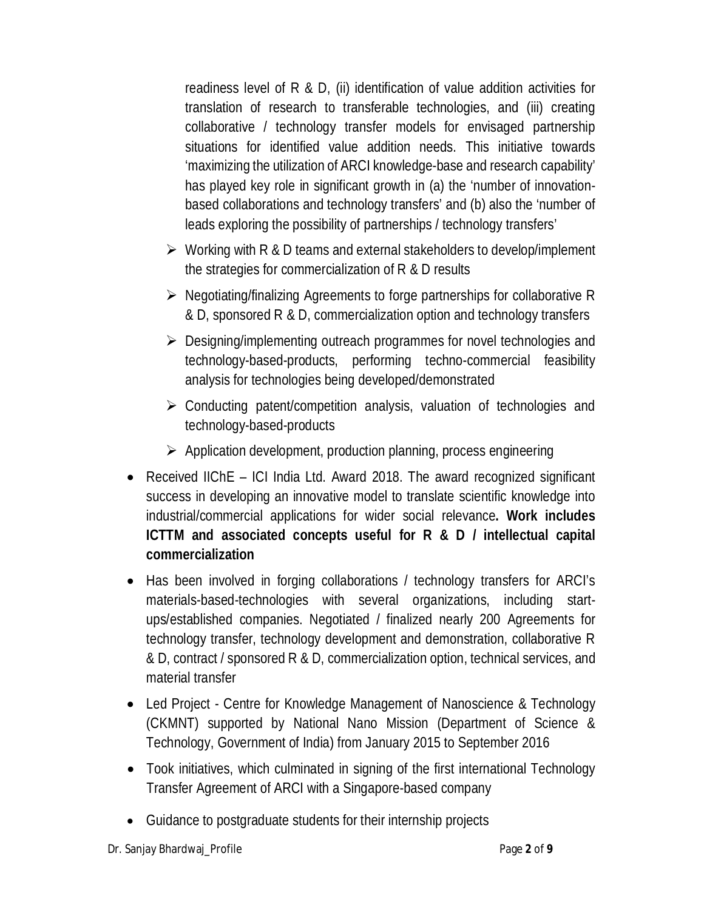readiness level of R & D, (ii) identification of value addition activities for translation of research to transferable technologies, and (iii) creating collaborative / technology transfer models for envisaged partnership situations for identified value addition needs. This initiative towards 'maximizing the utilization of ARCI knowledge-base and research capability' has played key role in significant growth in (a) the 'number of innovation-based collaborations and technology transfers' and (b) also the 'number of leads exploring the possibility of partnerships / technology transfers'

- Working with R & D teams and external stakeholders to develop/implement the strategies for commercialization of R & D results
- Negotiating/finalizing Agreements to forge partnerships for collaborative R & D, sponsored R & D, commercialization option and technology transfers
- Designing/implementing outreach programmes for novel technologies and technology-based-products, performing techno-commercial feasibility analysis for technologies being developed/demonstrated
- Conducting patent/competition analysis, valuation of technologies and technology-based-products
- Application development, production planning, process engineering

- Received IIChE – ICI India Ltd. Award 2018. The award recognized significant success in developing an innovative model to translate scientific knowledge into industrial/commercial applications for wider social relevance**. Work includes ICTTM and associated concepts useful for R & D / intellectual capital commercialization**
- Has been involved in forging collaborations / technology transfers for ARCI's materials-based-technologies with several organizations, including start-ups/established companies. Negotiated / finalized nearly 200 Agreements for technology transfer, technology development and demonstration, collaborative R & D, contract / sponsored R & D, commercialization option, technical services, and material transfer
- Led Project - Centre for Knowledge Management of Nanoscience & Technology (CKMNT) supported by National Nano Mission (Department of Science & Technology, Government of India) from January 2015 to September 2016
- Took initiatives, which culminated in signing of the first international Technology Transfer Agreement of ARCI with a Singapore-based company
- Guidance to postgraduate students for their internship projects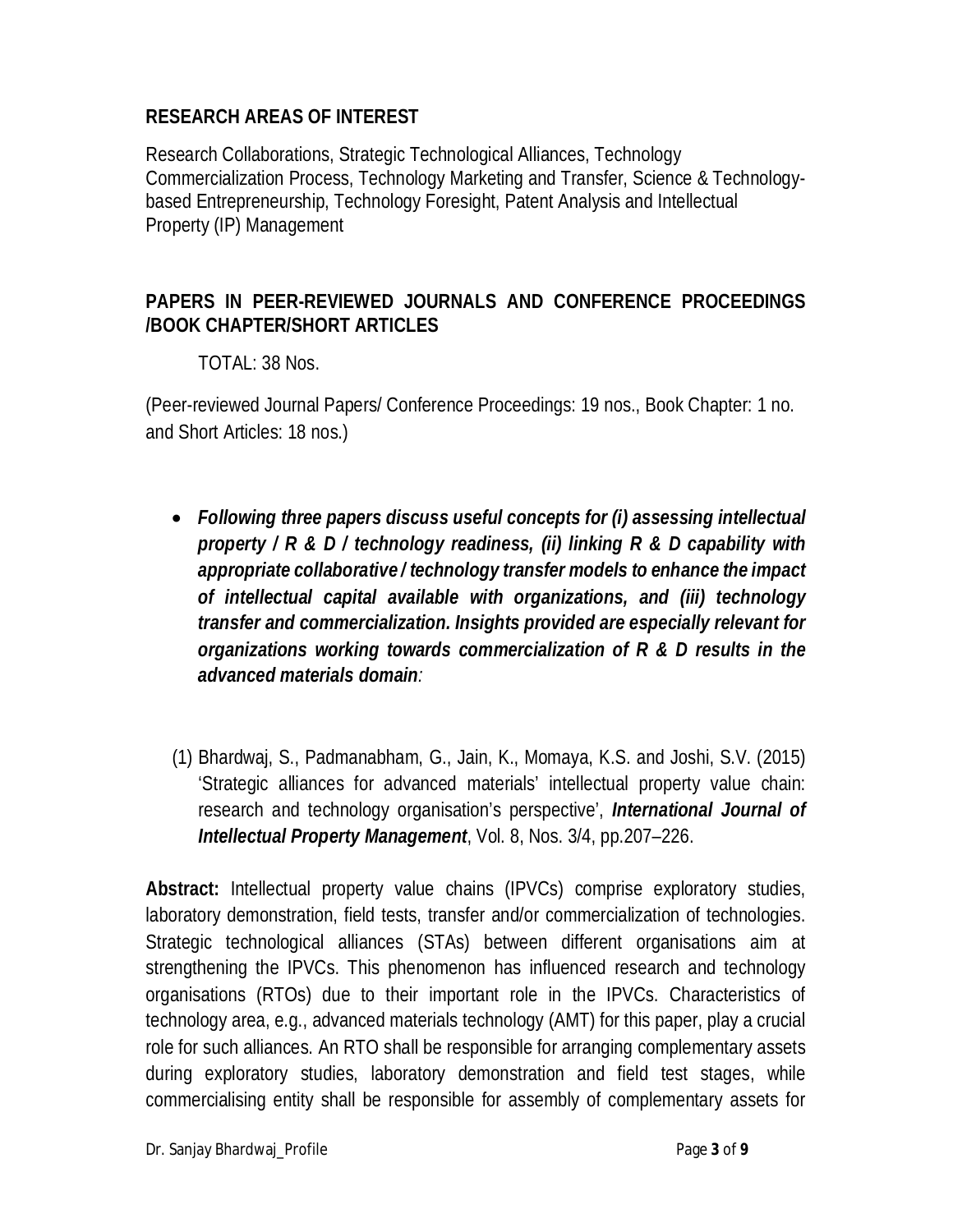## RESEARCH AREAS OF INTEREST

Research Collaborations, Strategic Technological Alliances, Technology Commercialization Process, Technology Marketing and Transfer, Science & Technology-based Entrepreneurship, Technology Foresight, Patent Analysis and Intellectual Property (IP) Management

## PAPERS IN PEER-REVIEWED JOURNALS AND CONFERENCE PROCEEDINGS /BOOK CHAPTER/SHORT ARTICLES

TOTAL: 38 Nos.

(Peer-reviewed Journal Papers/ Conference Proceedings: 19 nos., Book Chapter: 1 no. and Short Articles: 18 nos.)

- ***Following three papers discuss useful concepts for (i) assessing intellectual property / R & D / technology readiness, (ii) linking R & D capability with appropriate collaborative / technology transfer models to enhance the impact of intellectual capital available with organizations, and (iii) technology transfer and commercialization. Insights provided are especially relevant for organizations working towards commercialization of R & D results in the advanced materials domain****:*

(1) Bhardwaj, S., Padmanabham, G., Jain, K., Momaya, K.S. and Joshi, S.V. (2015) 'Strategic alliances for advanced materials' intellectual property value chain: research and technology organisation's perspective', ***International Journal of Intellectual Property Management***, Vol. 8, Nos. 3/4, pp.207–226.

**Abstract:** Intellectual property value chains (IPVCs) comprise exploratory studies, laboratory demonstration, field tests, transfer and/or commercialization of technologies. Strategic technological alliances (STAs) between different organisations aim at strengthening the IPVCs. This phenomenon has influenced research and technology organisations (RTOs) due to their important role in the IPVCs. Characteristics of technology area, e.g., advanced materials technology (AMT) for this paper, play a crucial role for such alliances. An RTO shall be responsible for arranging complementary assets during exploratory studies, laboratory demonstration and field test stages, while commercialising entity shall be responsible for assembly of complementary assets for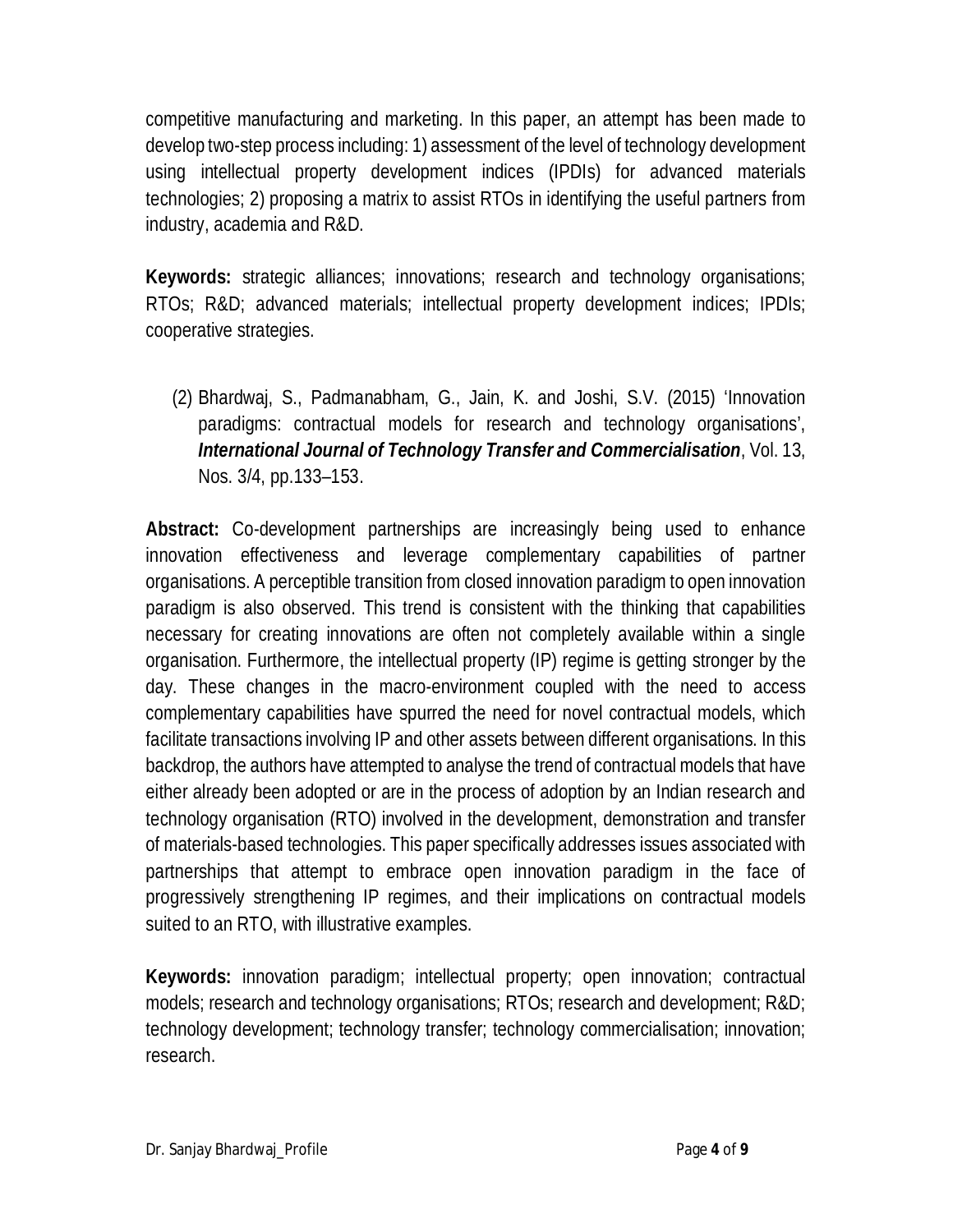competitive manufacturing and marketing. In this paper, an attempt has been made to develop two-step process including: 1) assessment of the level of technology development using intellectual property development indices (IPDIs) for advanced materials technologies; 2) proposing a matrix to assist RTOs in identifying the useful partners from industry, academia and R&D.

**Keywords:** strategic alliances; innovations; research and technology organisations; RTOs; R&D; advanced materials; intellectual property development indices; IPDIs; cooperative strategies.

(2) Bhardwaj, S., Padmanabham, G., Jain, K. and Joshi, S.V. (2015) 'Innovation paradigms: contractual models for research and technology organisations', ***International Journal of Technology Transfer and Commercialisation***, Vol. 13, Nos. 3/4, pp.133–153.

**Abstract:** Co-development partnerships are increasingly being used to enhance innovation effectiveness and leverage complementary capabilities of partner organisations. A perceptible transition from closed innovation paradigm to open innovation paradigm is also observed. This trend is consistent with the thinking that capabilities necessary for creating innovations are often not completely available within a single organisation. Furthermore, the intellectual property (IP) regime is getting stronger by the day. These changes in the macro-environment coupled with the need to access complementary capabilities have spurred the need for novel contractual models, which facilitate transactions involving IP and other assets between different organisations. In this backdrop, the authors have attempted to analyse the trend of contractual models that have either already been adopted or are in the process of adoption by an Indian research and technology organisation (RTO) involved in the development, demonstration and transfer of materials-based technologies. This paper specifically addresses issues associated with partnerships that attempt to embrace open innovation paradigm in the face of progressively strengthening IP regimes, and their implications on contractual models suited to an RTO, with illustrative examples.

**Keywords:** innovation paradigm; intellectual property; open innovation; contractual models; research and technology organisations; RTOs; research and development; R&D; technology development; technology transfer; technology commercialisation; innovation; research.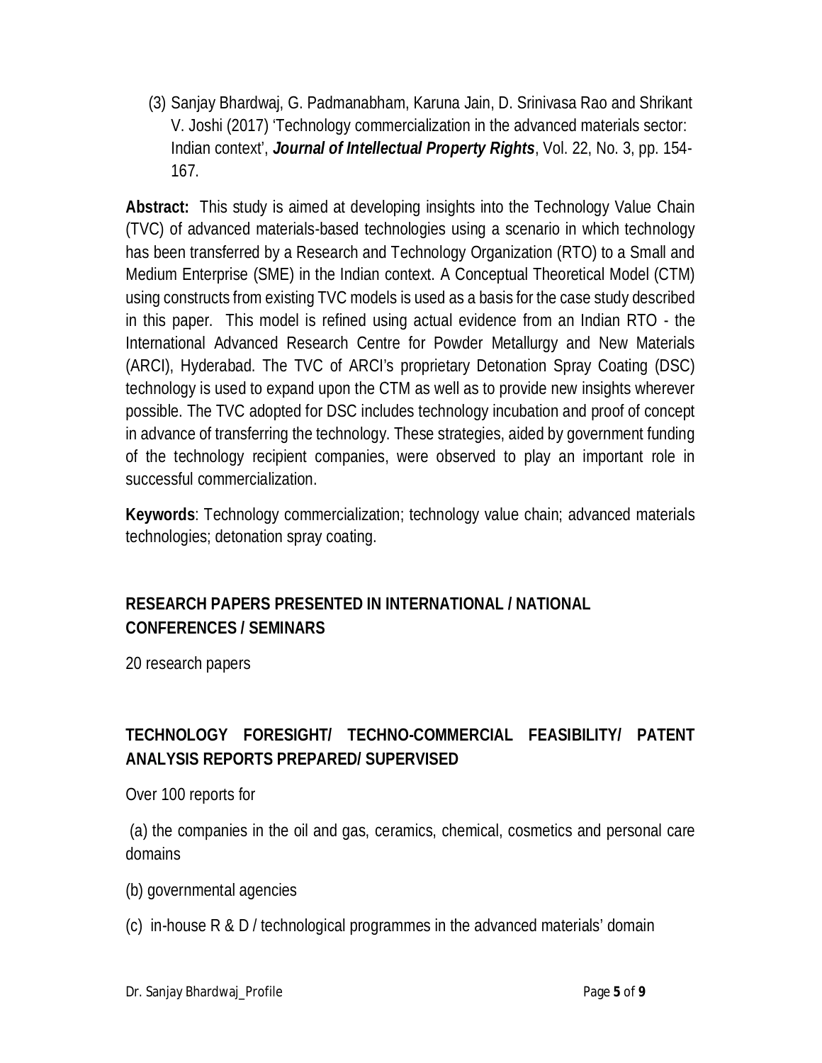(3) Sanjay Bhardwaj, G. Padmanabham, Karuna Jain, D. Srinivasa Rao and Shrikant V. Joshi (2017) 'Technology commercialization in the advanced materials sector: Indian context', ***Journal of Intellectual Property Rights***, Vol. 22, No. 3, pp. 154-167.

**Abstract:** This study is aimed at developing insights into the Technology Value Chain (TVC) of advanced materials-based technologies using a scenario in which technology has been transferred by a Research and Technology Organization (RTO) to a Small and Medium Enterprise (SME) in the Indian context. A Conceptual Theoretical Model (CTM) using constructs from existing TVC models is used as a basis for the case study described in this paper. This model is refined using actual evidence from an Indian RTO - the International Advanced Research Centre for Powder Metallurgy and New Materials (ARCI), Hyderabad. The TVC of ARCI's proprietary Detonation Spray Coating (DSC) technology is used to expand upon the CTM as well as to provide new insights wherever possible. The TVC adopted for DSC includes technology incubation and proof of concept in advance of transferring the technology. These strategies, aided by government funding of the technology recipient companies, were observed to play an important role in successful commercialization.

**Keywords**: Technology commercialization; technology value chain; advanced materials technologies; detonation spray coating.

## RESEARCH PAPERS PRESENTED IN INTERNATIONAL / NATIONAL CONFERENCES / SEMINARS

20 research papers

## TECHNOLOGY FORESIGHT/ TECHNO-COMMERCIAL FEASIBILITY/ PATENT ANALYSIS REPORTS PREPARED/ SUPERVISED

Over 100 reports for

(a) the companies in the oil and gas, ceramics, chemical, cosmetics and personal care domains

(b) governmental agencies

(c) in-house R & D / technological programmes in the advanced materials' domain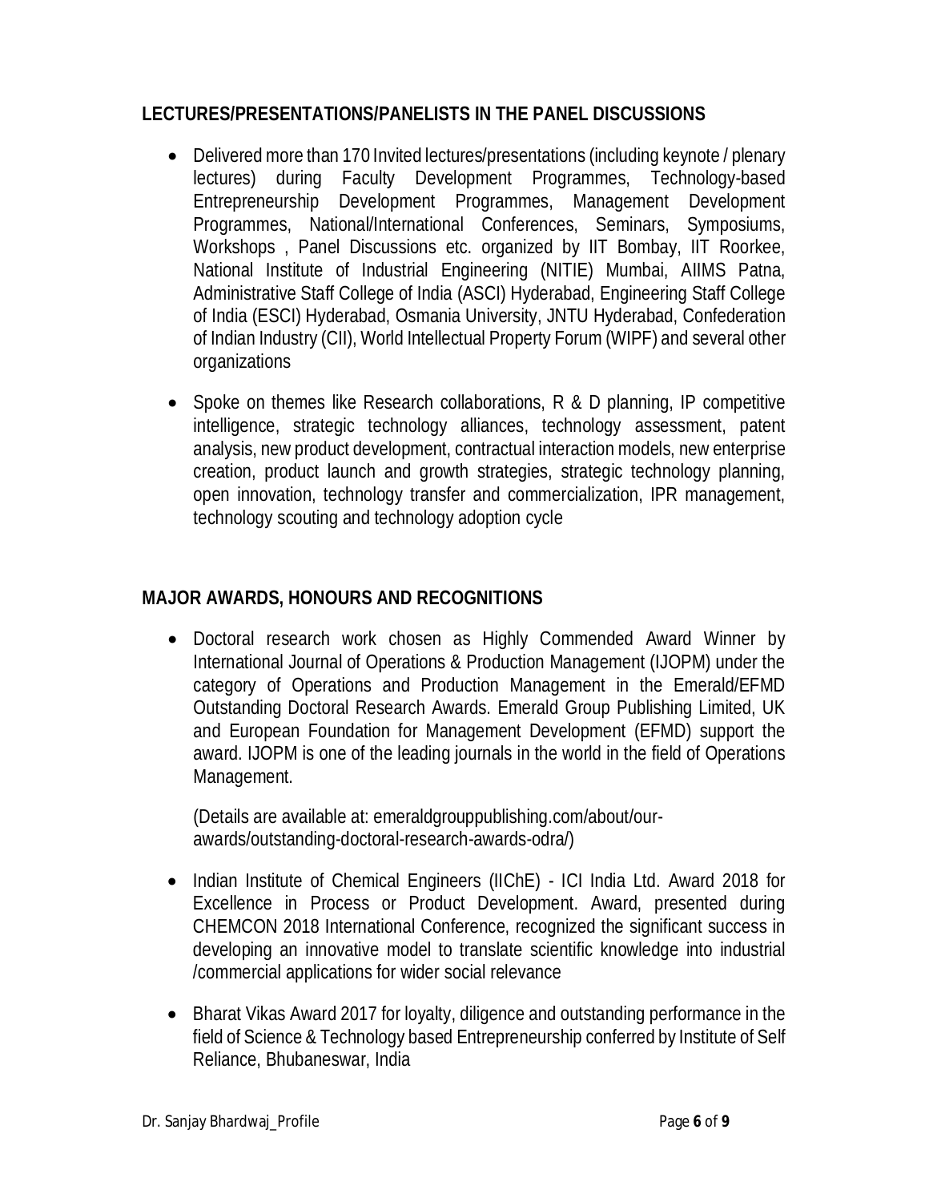## LECTURES/PRESENTATIONS/PANELISTS IN THE PANEL DISCUSSIONS

- Delivered more than 170 Invited lectures/presentations (including keynote / plenary lectures) during Faculty Development Programmes, Technology-based Entrepreneurship Development Programmes, Management Development Programmes, National/International Conferences, Seminars, Symposiums, Workshops , Panel Discussions etc. organized by IIT Bombay, IIT Roorkee, National Institute of Industrial Engineering (NITIE) Mumbai, AIIMS Patna, Administrative Staff College of India (ASCI) Hyderabad, Engineering Staff College of India (ESCI) Hyderabad, Osmania University, JNTU Hyderabad, Confederation of Indian Industry (CII), World Intellectual Property Forum (WIPF) and several other organizations

- Spoke on themes like Research collaborations, R & D planning, IP competitive intelligence, strategic technology alliances, technology assessment, patent analysis, new product development, contractual interaction models, new enterprise creation, product launch and growth strategies, strategic technology planning, open innovation, technology transfer and commercialization, IPR management, technology scouting and technology adoption cycle

## MAJOR AWARDS, HONOURS AND RECOGNITIONS

- Doctoral research work chosen as Highly Commended Award Winner by International Journal of Operations & Production Management (IJOPM) under the category of Operations and Production Management in the Emerald/EFMD Outstanding Doctoral Research Awards. Emerald Group Publishing Limited, UK and European Foundation for Management Development (EFMD) support the award. IJOPM is one of the leading journals in the world in the field of Operations Management.

  (Details are available at: emeraldgrouppublishing.com/about/our-awards/outstanding-doctoral-research-awards-odra/)

- Indian Institute of Chemical Engineers (IIChE) - ICI India Ltd. Award 2018 for Excellence in Process or Product Development. Award, presented during CHEMCON 2018 International Conference, recognized the significant success in developing an innovative model to translate scientific knowledge into industrial /commercial applications for wider social relevance

- Bharat Vikas Award 2017 for loyalty, diligence and outstanding performance in the field of Science & Technology based Entrepreneurship conferred by Institute of Self Reliance, Bhubaneswar, India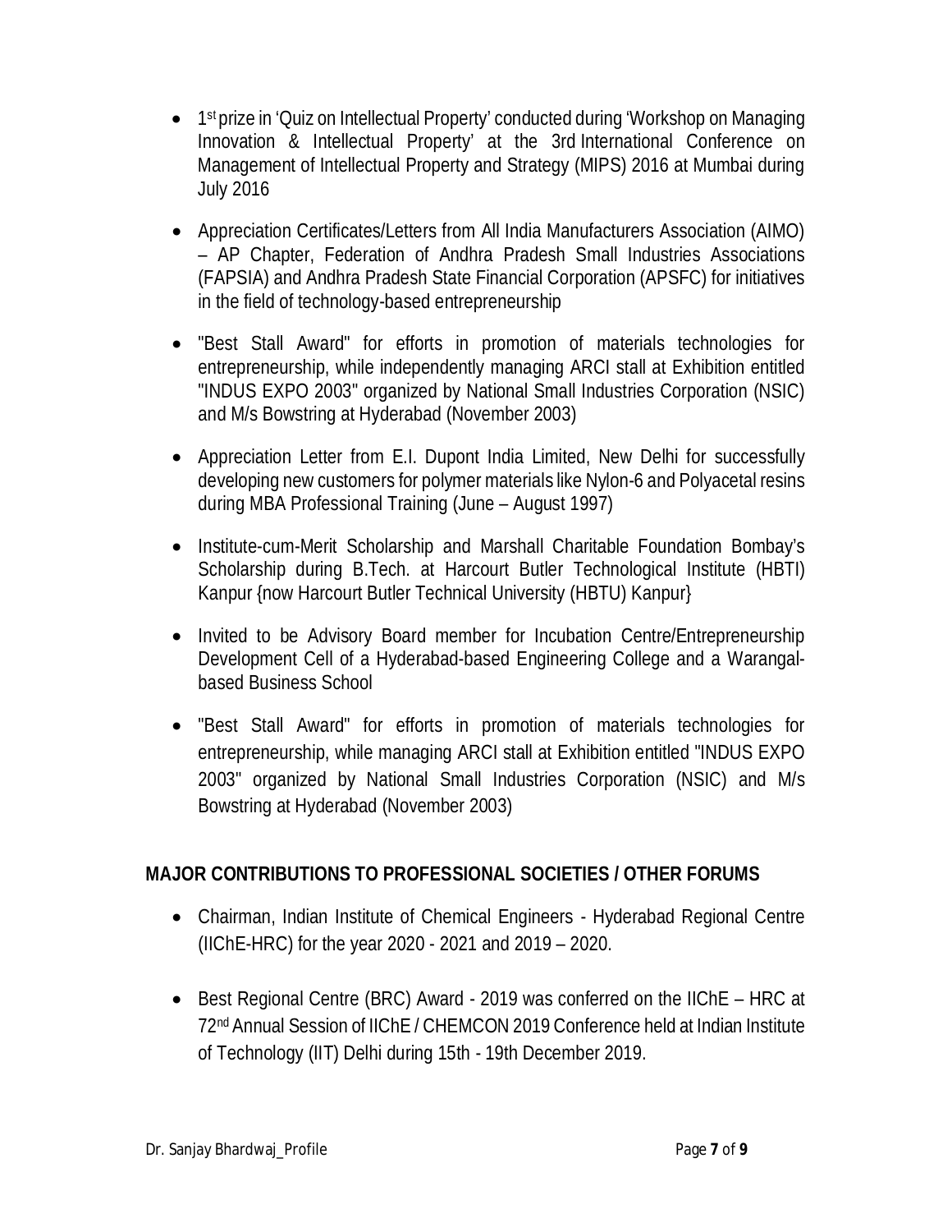- 1st prize in 'Quiz on Intellectual Property' conducted during 'Workshop on Managing Innovation & Intellectual Property' at the 3rd International Conference on Management of Intellectual Property and Strategy (MIPS) 2016 at Mumbai during July 2016

- Appreciation Certificates/Letters from All India Manufacturers Association (AIMO) – AP Chapter, Federation of Andhra Pradesh Small Industries Associations (FAPSIA) and Andhra Pradesh State Financial Corporation (APSFC) for initiatives in the field of technology-based entrepreneurship

- "Best Stall Award" for efforts in promotion of materials technologies for entrepreneurship, while independently managing ARCI stall at Exhibition entitled "INDUS EXPO 2003" organized by National Small Industries Corporation (NSIC) and M/s Bowstring at Hyderabad (November 2003)

- Appreciation Letter from E.I. Dupont India Limited, New Delhi for successfully developing new customers for polymer materials like Nylon-6 and Polyacetal resins during MBA Professional Training (June – August 1997)

- Institute-cum-Merit Scholarship and Marshall Charitable Foundation Bombay's Scholarship during B.Tech. at Harcourt Butler Technological Institute (HBTI) Kanpur {now Harcourt Butler Technical University (HBTU) Kanpur}

- Invited to be Advisory Board member for Incubation Centre/Entrepreneurship Development Cell of a Hyderabad-based Engineering College and a Warangal-based Business School

- "Best Stall Award" for efforts in promotion of materials technologies for entrepreneurship, while managing ARCI stall at Exhibition entitled "INDUS EXPO 2003" organized by National Small Industries Corporation (NSIC) and M/s Bowstring at Hyderabad (November 2003)

## MAJOR CONTRIBUTIONS TO PROFESSIONAL SOCIETIES / OTHER FORUMS

- Chairman, Indian Institute of Chemical Engineers - Hyderabad Regional Centre (IIChE-HRC) for the year 2020 - 2021 and 2019 – 2020.

- Best Regional Centre (BRC) Award - 2019 was conferred on the IIChE – HRC at 72nd Annual Session of IIChE / CHEMCON 2019 Conference held at Indian Institute of Technology (IIT) Delhi during 15th - 19th December 2019.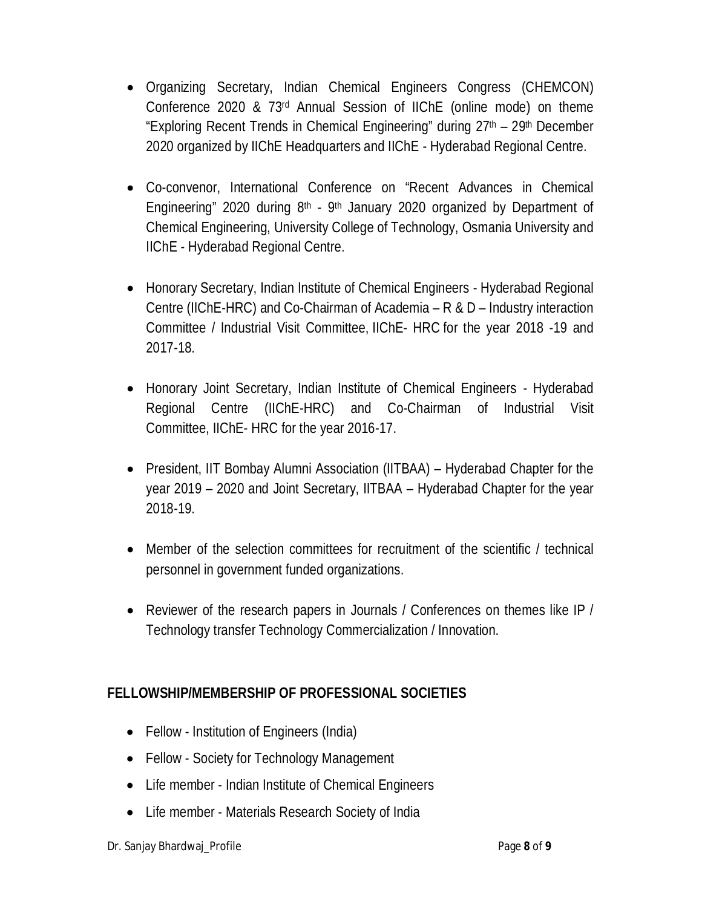- Organizing Secretary, Indian Chemical Engineers Congress (CHEMCON) Conference 2020 & 73rd Annual Session of IIChE (online mode) on theme "Exploring Recent Trends in Chemical Engineering" during 27th – 29th December 2020 organized by IIChE Headquarters and IIChE - Hyderabad Regional Centre.

- Co-convenor, International Conference on "Recent Advances in Chemical Engineering" 2020 during 8th - 9th January 2020 organized by Department of Chemical Engineering, University College of Technology, Osmania University and IIChE - Hyderabad Regional Centre.

- Honorary Secretary, Indian Institute of Chemical Engineers - Hyderabad Regional Centre (IIChE-HRC) and Co-Chairman of Academia – R & D – Industry interaction Committee / Industrial Visit Committee, IIChE- HRC for the year 2018 -19 and 2017-18.

- Honorary Joint Secretary, Indian Institute of Chemical Engineers - Hyderabad Regional Centre (IIChE-HRC) and Co-Chairman of Industrial Visit Committee, IIChE- HRC for the year 2016-17.

- President, IIT Bombay Alumni Association (IITBAA) – Hyderabad Chapter for the year 2019 – 2020 and Joint Secretary, IITBAA – Hyderabad Chapter for the year 2018-19.

- Member of the selection committees for recruitment of the scientific / technical personnel in government funded organizations.

- Reviewer of the research papers in Journals / Conferences on themes like IP / Technology transfer Technology Commercialization / Innovation.

## FELLOWSHIP/MEMBERSHIP OF PROFESSIONAL SOCIETIES

- Fellow - Institution of Engineers (India)
- Fellow - Society for Technology Management
- Life member - Indian Institute of Chemical Engineers
- Life member - Materials Research Society of India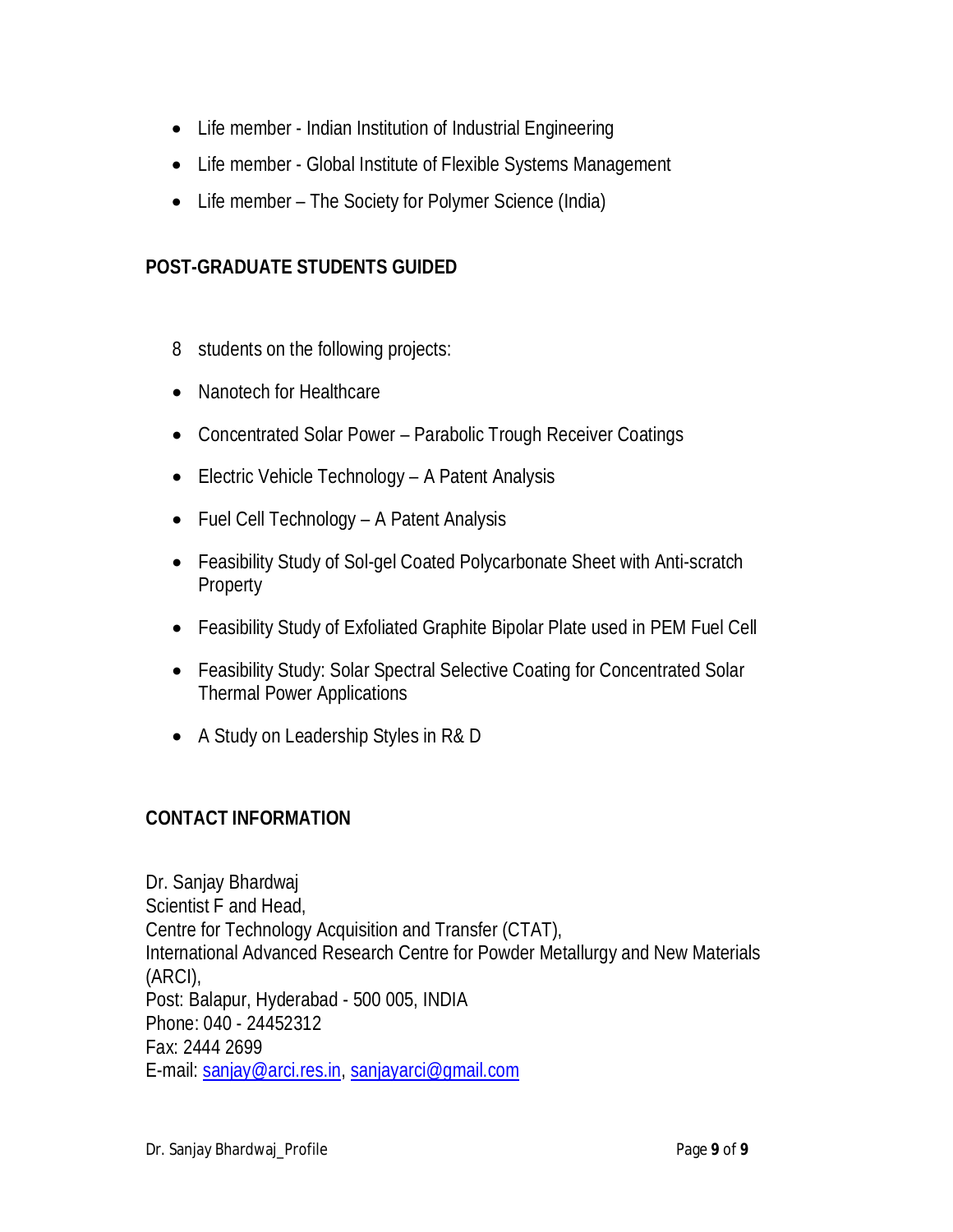- Life member - Indian Institution of Industrial Engineering
- Life member - Global Institute of Flexible Systems Management
- Life member – The Society for Polymer Science (India)

**POST-GRADUATE STUDENTS GUIDED**

8 students on the following projects:

- Nanotech for Healthcare
- Concentrated Solar Power – Parabolic Trough Receiver Coatings
- Electric Vehicle Technology – A Patent Analysis
- Fuel Cell Technology – A Patent Analysis
- Feasibility Study of Sol-gel Coated Polycarbonate Sheet with Anti-scratch Property
- Feasibility Study of Exfoliated Graphite Bipolar Plate used in PEM Fuel Cell
- Feasibility Study: Solar Spectral Selective Coating for Concentrated Solar Thermal Power Applications
- A Study on Leadership Styles in R& D

**CONTACT INFORMATION**

Dr. Sanjay Bhardwaj
Scientist F and Head,
Centre for Technology Acquisition and Transfer (CTAT),
International Advanced Research Centre for Powder Metallurgy and New Materials (ARCI),
Post: Balapur, Hyderabad - 500 005, INDIA
Phone: 040 - 24452312
Fax: 2444 2699
E-mail: sanjay@arci.res.in, sanjayarci@gmail.com